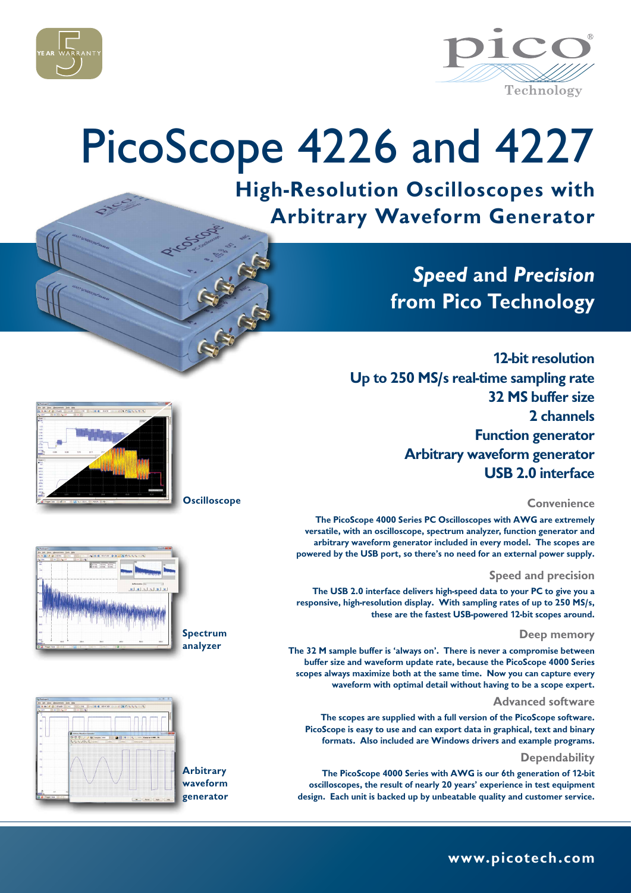# PicoScope 4226 and 4227

## High-Resolution Oscilloscopes with Arbitrary Waveform Generator

### *Speed* and *Precision* from Pico Technology

**12-bit resolution**
**Up to 250 MS/s real-time sampling rate**
**32 MS buffer size**
**2 channels**
**Function generator**
**Arbitrary waveform generator**
**USB 2.0 interface**

Oscilloscope

Spectrum analyzer

Arbitrary waveform generator

### Convenience

The PicoScope 4000 Series PC Oscilloscopes with AWG are extremely versatile, with an oscilloscope, spectrum analyzer, function generator and arbitrary waveform generator included in every model. The scopes are powered by the USB port, so there's no need for an external power supply.

### Speed and precision

The USB 2.0 interface delivers high-speed data to your PC to give you a responsive, high-resolution display. With sampling rates of up to 250 MS/s, these are the fastest USB-powered 12-bit scopes around.

### Deep memory

The 32 M sample buffer is 'always on'. There is never a compromise between buffer size and waveform update rate, because the PicoScope 4000 Series scopes always maximize both at the same time. Now you can capture every waveform with optimal detail without having to be a scope expert.

### Advanced software

The scopes are supplied with a full version of the PicoScope software. PicoScope is easy to use and can export data in graphical, text and binary formats. Also included are Windows drivers and example programs.

### Dependability

The PicoScope 4000 Series with AWG is our 6th generation of 12-bit oscilloscopes, the result of nearly 20 years' experience in test equipment design. Each unit is backed up by unbeatable quality and customer service.

**www.picotech.com**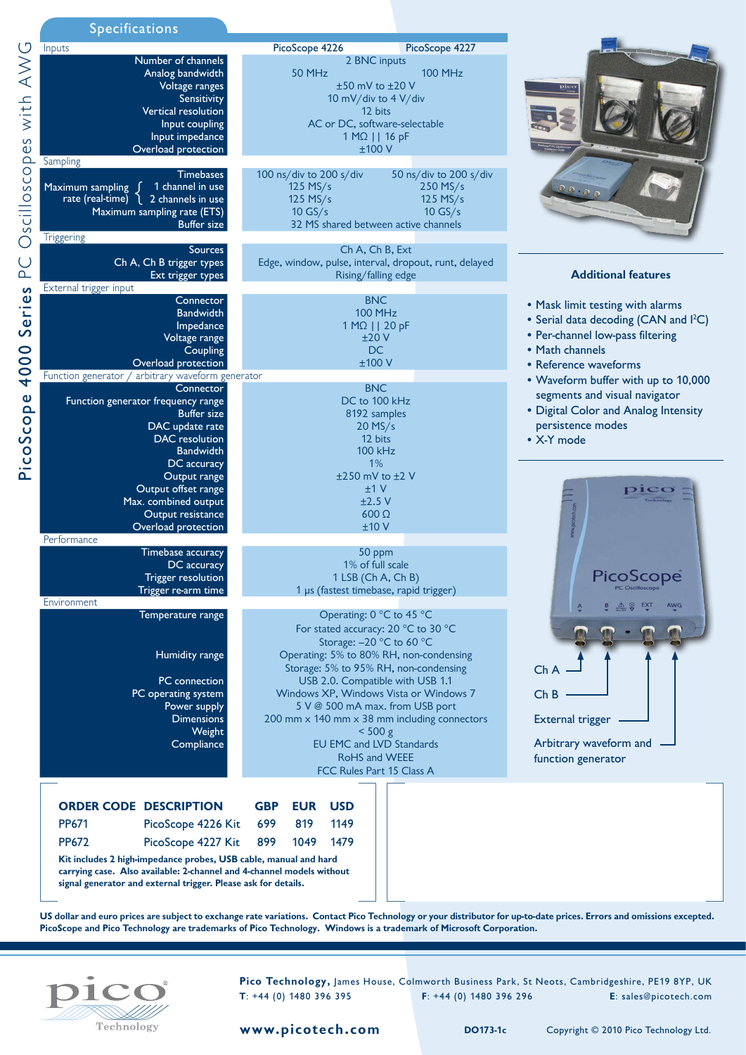## Specifications

| | PicoScope 4226 | PicoScope 4227 |
|---|---|---|
| **Inputs** | | |
| Number of channels | 2 BNC inputs | |
| Analog bandwidth | 50 MHz | 100 MHz |
| Voltage ranges | ±50 mV to ±20 V | |
| Sensitivity | 10 mV/div to 4 V/div | |
| Vertical resolution | 12 bits | |
| Input coupling | AC or DC, software-selectable | |
| Input impedance | 1 MΩ \|\| 16 pF | |
| Overload protection | ±100 V | |
| **Sampling** | | |
| Timebases | 100 ns/div to 200 s/div | 50 ns/div to 200 s/div |
| Maximum sampling rate (real-time) – 1 channel in use | 125 MS/s | 250 MS/s |
| Maximum sampling rate (real-time) – 2 channels in use | 125 MS/s | 125 MS/s |
| Maximum sampling rate (ETS) | 10 GS/s | 10 GS/s |
| Buffer size | 32 MS shared between active channels | |
| **Triggering** | | |
| Sources | Ch A, Ch B, Ext | |
| Ch A, Ch B trigger types | Edge, window, pulse, interval, dropout, runt, delayed | |
| Ext trigger types | Rising/falling edge | |
| **External trigger input** | | |
| Connector | BNC | |
| Bandwidth | 100 MHz | |
| Impedance | 1 MΩ \|\| 20 pF | |
| Voltage range | ±20 V | |
| Coupling | DC | |
| Overload protection | ±100 V | |
| **Function generator / arbitrary waveform generator** | | |
| Connector | BNC | |
| Function generator frequency range | DC to 100 kHz | |
| Buffer size | 8192 samples | |
| DAC update rate | 20 MS/s | |
| DAC resolution | 12 bits | |
| Bandwidth | 100 kHz | |
| DC accuracy | 1% | |
| Output range | ±250 mV to ±2 V | |
| Output offset range | ±1 V | |
| Max. combined output | ±2.5 V | |
| Output resistance | 600 Ω | |
| Overload protection | ±10 V | |
| **Performance** | | |
| Timebase accuracy | 50 ppm | |
| DC accuracy | 1% of full scale | |
| Trigger resolution | 1 LSB (Ch A, Ch B) | |
| Trigger re-arm time | 1 µs (fastest timebase, rapid trigger) | |
| **Environment** | | |
| Temperature range | Operating: 0 °C to 45 °C<br>For stated accuracy: 20 °C to 30 °C<br>Storage: –20 °C to 60 °C | |
| Humidity range | Operating: 5% to 80% RH, non-condensing<br>Storage: 5% to 95% RH, non-condensing | |
| PC connection | USB 2.0. Compatible with USB 1.1 | |
| PC operating system | Windows XP, Windows Vista or Windows 7 | |
| Power supply | 5 V @ 500 mA max. from USB port | |
| Dimensions | 200 mm x 140 mm x 38 mm including connectors | |
| Weight | < 500 g | |
| Compliance | EU EMC and LVD Standards<br>RoHS and WEEE<br>FCC Rules Part 15 Class A | |

### Additional features

- Mask limit testing with alarms
- Serial data decoding (CAN and I²C)
- Per-channel low-pass filtering
- Math channels
- Reference waveforms
- Waveform buffer with up to 10,000 segments and visual navigator
- Digital Color and Analog Intensity persistence modes
- X-Y mode

Ch A

Ch B

External trigger

Arbitrary waveform and function generator

| ORDER CODE | DESCRIPTION | GBP | EUR | USD |
|---|---|---|---|---|
| PP671 | PicoScope 4226 Kit | 699 | 819 | 1149 |
| PP672 | PicoScope 4227 Kit | 899 | 1049 | 1479 |

**Kit includes 2 high-impedance probes, USB cable, manual and hard carrying case. Also available: 2-channel and 4-channel models without signal generator and external trigger. Please ask for details.**

**US dollar and euro prices are subject to exchange rate variations. Contact Pico Technology or your distributor for up-to-date prices. Errors and omissions excepted. PicoScope and Pico Technology are trademarks of Pico Technology. Windows is a trademark of Microsoft Corporation.**

**Pico Technology,** James House, Colmworth Business Park, St Neots, Cambridgeshire, PE19 8YP, UK
**T**: +44 (0) 1480 396 395 **F**: +44 (0) 1480 396 296 **E**: sales@picotech.com

**www.picotech.com**

DO173-1c

Copyright © 2010 Pico Technology Ltd.